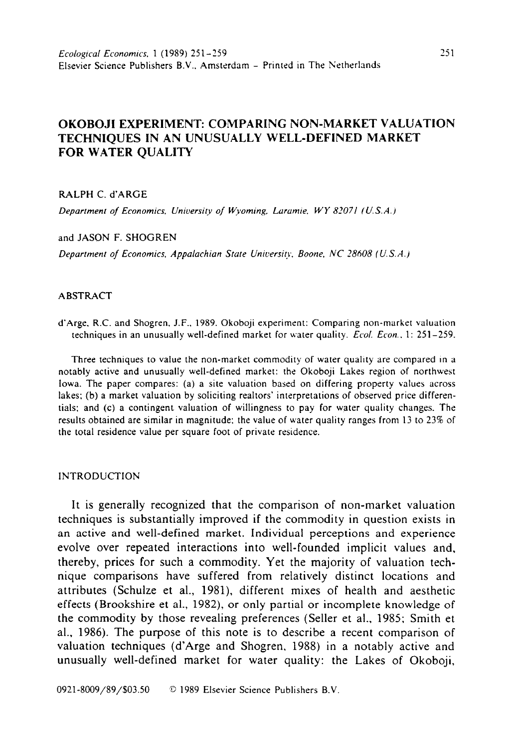# OKOBOJI EXPERIMENT: COMPARING NON-MARKET VALUATION TECHNIQUES IN AN UNUSUALLY WELL-DEFINED MARKET FOR WATER QUALITY

RALPH C. d'ARGE

*Department of Economics, University of Wyoming, Laramie, WY 82071 (U.S.A.)*

and JASON F. SHOGREN

*Department of Economics, Appalachian State University, Boone, NC 28608 (U.S.A.)*

## ABSTRACT

d'Arge, R.C. and Shogren, J.F., 1989. Okoboji experiment: Comparing non-market valuation techniques in an unusually well-defined market for water quality. *Ecol. Econ.*, 1: 251–259.

Three techniques to value the non-market commodity of water quality are compared in a notably active and unusually well-defined market: the Okoboji Lakes region of northwest Iowa. The paper compares: (a) a site valuation based on differing property values across lakes; (b) a market valuation by soliciting realtors' interpretations of observed price differentials; and (c) a contingent valuation of willingness to pay for water quality changes. The results obtained are similar in magnitude; the value of water quality ranges from 13 to 23% of the total residence value per square foot of private residence.

## INTRODUCTION

It is generally recognized that the comparison of non-market valuation techniques is substantially improved if the commodity in question exists in an active and well-defined market. Individual perceptions and experience evolve over repeated interactions into well-founded implicit values and, thereby, prices for such a commodity. Yet the majority of valuation technique comparisons have suffered from relatively distinct locations and attributes (Schulze et al., 1981), different mixes of health and aesthetic effects (Brookshire et al., 1982), or only partial or incomplete knowledge of the commodity by those revealing preferences (Seller et al., 1985; Smith et al., 1986). The purpose of this note is to describe a recent comparison of valuation techniques (d'Arge and Shogren, 1988) in a notably active and unusually well-defined market for water quality: the Lakes of Okoboji,

0921-8009/89/$03.50 © 1989 Elsevier Science Publishers B.V.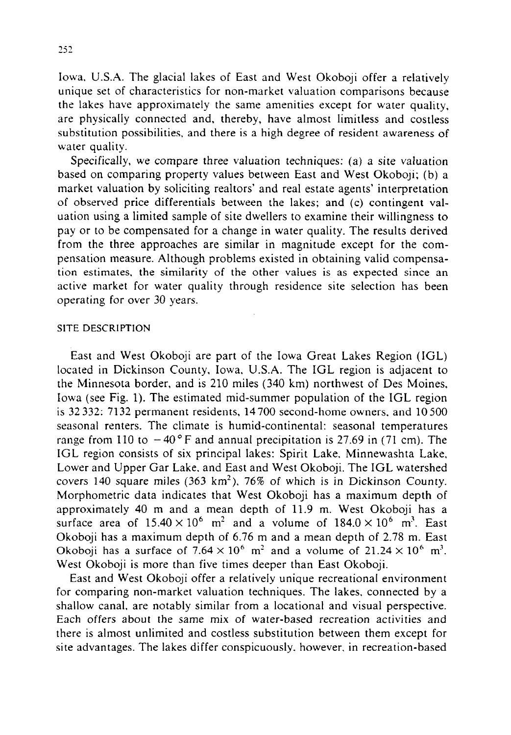Iowa, U.S.A. The glacial lakes of East and West Okoboji offer a relatively unique set of characteristics for non-market valuation comparisons because the lakes have approximately the same amenities except for water quality, are physically connected and, thereby, have almost limitless and costless substitution possibilities, and there is a high degree of resident awareness of water quality.

Specifically, we compare three valuation techniques: (a) a site valuation based on comparing property values between East and West Okoboji; (b) a market valuation by soliciting realtors' and real estate agents' interpretation of observed price differentials between the lakes; and (c) contingent valuation using a limited sample of site dwellers to examine their willingness to pay or to be compensated for a change in water quality. The results derived from the three approaches are similar in magnitude except for the compensation measure. Although problems existed in obtaining valid compensation estimates, the similarity of the other values is as expected since an active market for water quality through residence site selection has been operating for over 30 years.

## SITE DESCRIPTION

East and West Okoboji are part of the Iowa Great Lakes Region (IGL) located in Dickinson County, Iowa, U.S.A. The IGL region is adjacent to the Minnesota border, and is 210 miles (340 km) northwest of Des Moines, Iowa (see Fig. 1). The estimated mid-summer population of the IGL region is 32 332: 7132 permanent residents, 14 700 second-home owners, and 10 500 seasonal renters. The climate is humid-continental: seasonal temperatures range from 110 to $-40\,°F$ and annual precipitation is 27.69 in (71 cm). The IGL region consists of six principal lakes: Spirit Lake, Minnewashta Lake, Lower and Upper Gar Lake, and East and West Okoboji. The IGL watershed covers 140 square miles (363 $km^2$), 76% of which is in Dickinson County. Morphometric data indicates that West Okoboji has a maximum depth of approximately 40 m and a mean depth of 11.9 m. West Okoboji has a surface area of $15.40 \times 10^6$ $m^2$ and a volume of $184.0 \times 10^6$ $m^3$. East Okoboji has a maximum depth of 6.76 m and a mean depth of 2.78 m. East Okoboji has a surface of $7.64 \times 10^6$ $m^2$ and a volume of $21.24 \times 10^6$ $m^3$. West Okoboji is more than five times deeper than East Okoboji.

East and West Okoboji offer a relatively unique recreational environment for comparing non-market valuation techniques. The lakes, connected by a shallow canal, are notably similar from a locational and visual perspective. Each offers about the same mix of water-based recreation activities and there is almost unlimited and costless substitution between them except for site advantages. The lakes differ conspicuously, however, in recreation-based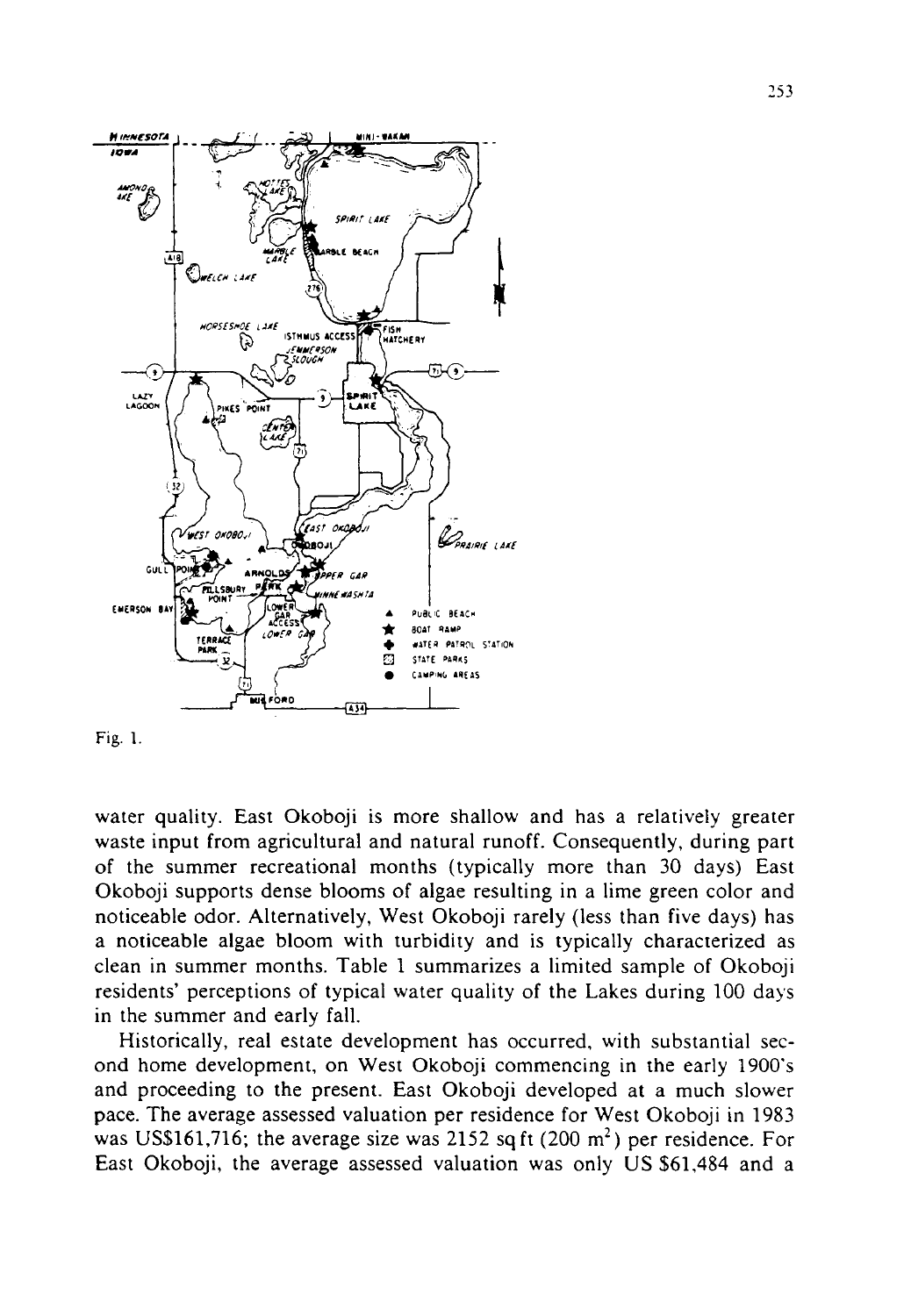Fig. 1.

water quality. East Okoboji is more shallow and has a relatively greater waste input from agricultural and natural runoff. Consequently, during part of the summer recreational months (typically more than 30 days) East Okoboji supports dense blooms of algae resulting in a lime green color and noticeable odor. Alternatively, West Okoboji rarely (less than five days) has a noticeable algae bloom with turbidity and is typically characterized as clean in summer months. Table 1 summarizes a limited sample of Okoboji residents' perceptions of typical water quality of the Lakes during 100 days in the summer and early fall.

Historically, real estate development has occurred, with substantial second home development, on West Okoboji commencing in the early 1900's and proceeding to the present. East Okoboji developed at a much slower pace. The average assessed valuation per residence for West Okoboji in 1983 was US\$161,716; the average size was 2152 sq ft (200 $m^2$) per residence. For East Okoboji, the average assessed valuation was only US \$61,484 and a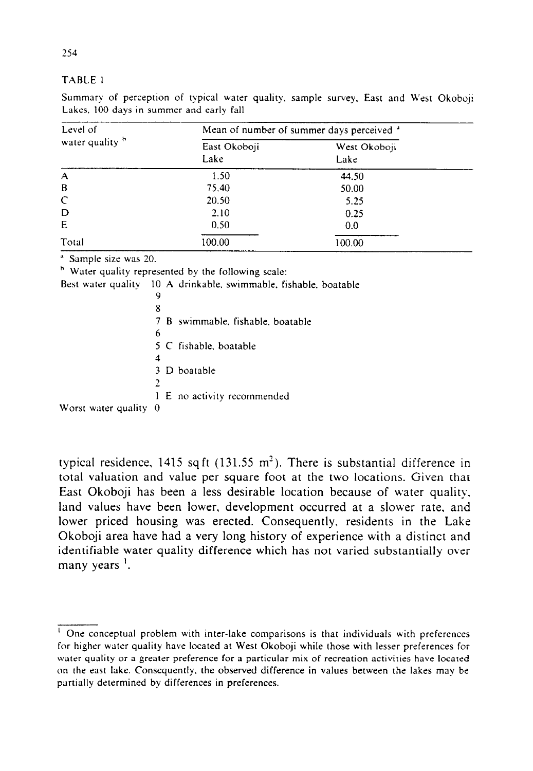TABLE 1

Summary of perception of typical water quality, sample survey, East and West Okoboji Lakes, 100 days in summer and early fall

| Level of water quality [b] | Mean of number of summer days perceived [a] | |
|---|---|---|
| | East Okoboji Lake | West Okoboji Lake |
| A | 1.50 | 44.50 |
| B | 75.40 | 50.00 |
| C | 20.50 | 5.25 |
| D | 2.10 | 0.25 |
| E | 0.50 | 0.0 |
| Total | 100.00 | 100.00 |

[a] Sample size was 20.

[b] Water quality represented by the following scale:

```
Best water quality  10 A drinkable, swimmable, fishable, boatable
                     9
                     8
                     7 B swimmable, fishable, boatable
                     6
                     5 C fishable, boatable
                     4
                     3 D boatable
                     2
                     1 E no activity recommended
Worst water quality  0
```

typical residence, 1415 sq ft (131.55 $m^2$). There is substantial difference in total valuation and value per square foot at the two locations. Given that East Okoboji has been a less desirable location because of water quality, land values have been lower, development occurred at a slower rate, and lower priced housing was erected. Consequently, residents in the Lake Okoboji area have had a very long history of experience with a distinct and identifiable water quality difference which has not varied substantially over many years [1].

---

[1] One conceptual problem with inter-lake comparisons is that individuals with preferences for higher water quality have located at West Okoboji while those with lesser preferences for water quality or a greater preference for a particular mix of recreation activities have located on the east lake. Consequently, the observed difference in values between the lakes may be partially determined by differences in preferences.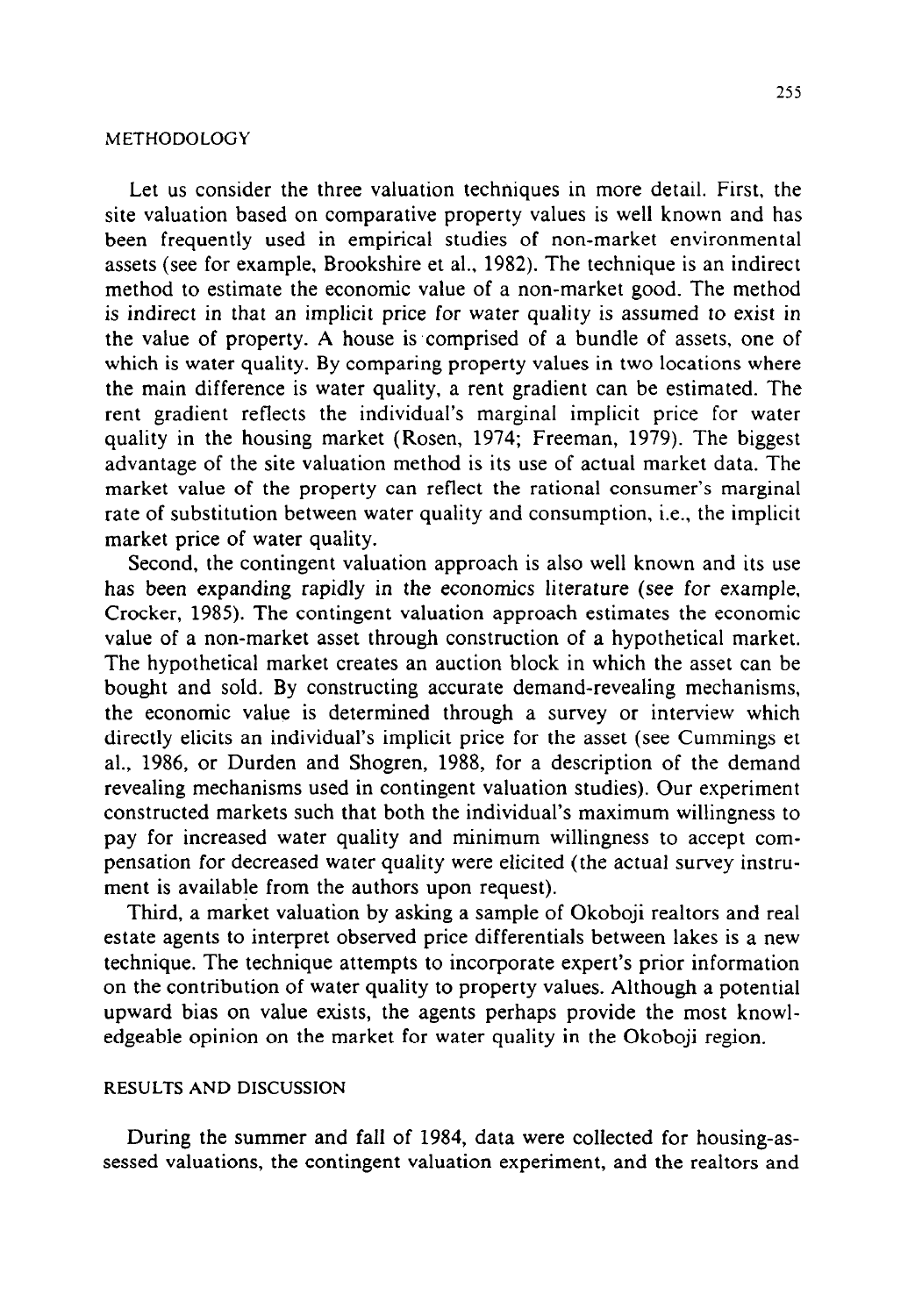## METHODOLOGY

Let us consider the three valuation techniques in more detail. First, the site valuation based on comparative property values is well known and has been frequently used in empirical studies of non-market environmental assets (see for example, Brookshire et al., 1982). The technique is an indirect method to estimate the economic value of a non-market good. The method is indirect in that an implicit price for water quality is assumed to exist in the value of property. A house is comprised of a bundle of assets, one of which is water quality. By comparing property values in two locations where the main difference is water quality, a rent gradient can be estimated. The rent gradient reflects the individual's marginal implicit price for water quality in the housing market (Rosen, 1974; Freeman, 1979). The biggest advantage of the site valuation method is its use of actual market data. The market value of the property can reflect the rational consumer's marginal rate of substitution between water quality and consumption, i.e., the implicit market price of water quality.

Second, the contingent valuation approach is also well known and its use has been expanding rapidly in the economics literature (see for example, Crocker, 1985). The contingent valuation approach estimates the economic value of a non-market asset through construction of a hypothetical market. The hypothetical market creates an auction block in which the asset can be bought and sold. By constructing accurate demand-revealing mechanisms, the economic value is determined through a survey or interview which directly elicits an individual's implicit price for the asset (see Cummings et al., 1986, or Durden and Shogren, 1988, for a description of the demand revealing mechanisms used in contingent valuation studies). Our experiment constructed markets such that both the individual's maximum willingness to pay for increased water quality and minimum willingness to accept compensation for decreased water quality were elicited (the actual survey instrument is available from the authors upon request).

Third, a market valuation by asking a sample of Okoboji realtors and real estate agents to interpret observed price differentials between lakes is a new technique. The technique attempts to incorporate expert's prior information on the contribution of water quality to property values. Although a potential upward bias on value exists, the agents perhaps provide the most knowledgeable opinion on the market for water quality in the Okoboji region.

## RESULTS AND DISCUSSION

During the summer and fall of 1984, data were collected for housing-assessed valuations, the contingent valuation experiment, and the realtors and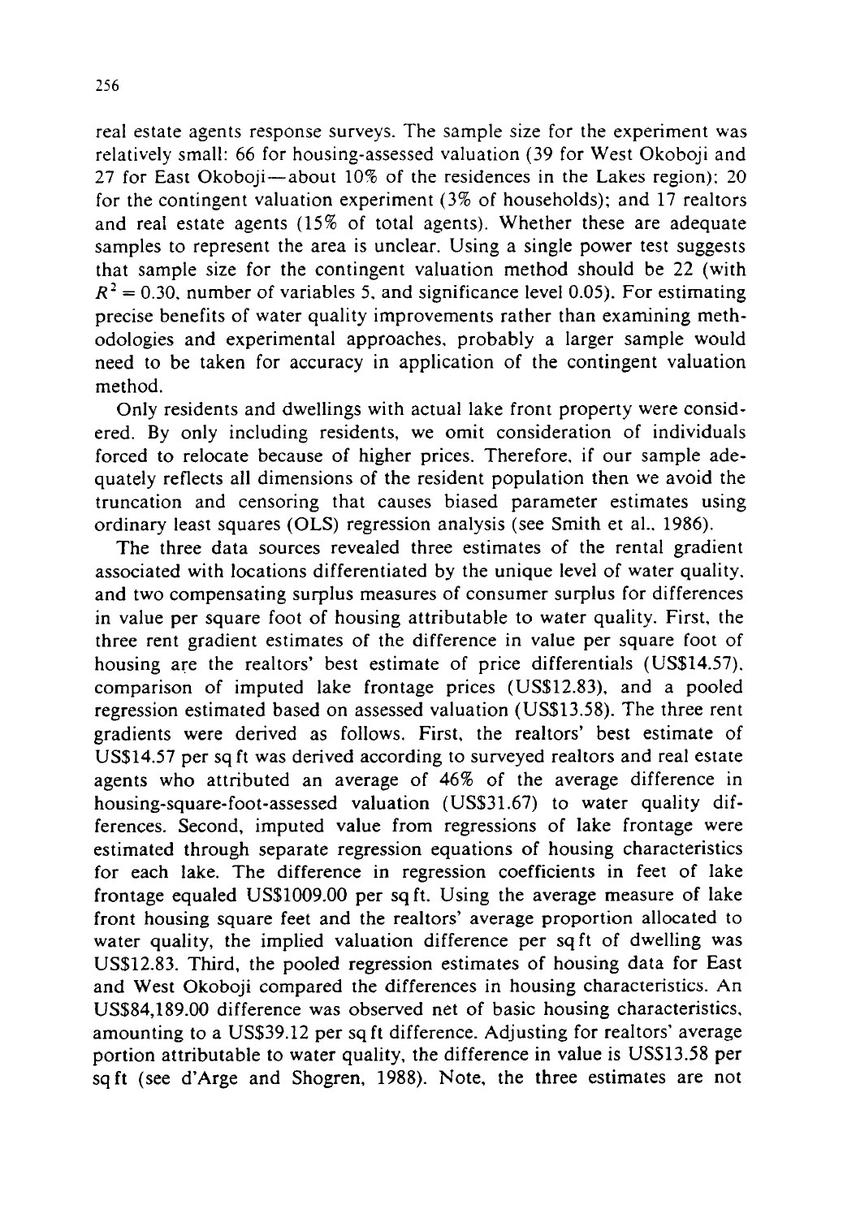real estate agents response surveys. The sample size for the experiment was relatively small: 66 for housing-assessed valuation (39 for West Okoboji and 27 for East Okoboji—about 10% of the residences in the Lakes region); 20 for the contingent valuation experiment (3% of households); and 17 realtors and real estate agents (15% of total agents). Whether these are adequate samples to represent the area is unclear. Using a single power test suggests that sample size for the contingent valuation method should be 22 (with $R^2 = 0.30$, number of variables 5, and significance level 0.05). For estimating precise benefits of water quality improvements rather than examining methodologies and experimental approaches, probably a larger sample would need to be taken for accuracy in application of the contingent valuation method.

Only residents and dwellings with actual lake front property were considered. By only including residents, we omit consideration of individuals forced to relocate because of higher prices. Therefore, if our sample adequately reflects all dimensions of the resident population then we avoid the truncation and censoring that causes biased parameter estimates using ordinary least squares (OLS) regression analysis (see Smith et al., 1986).

The three data sources revealed three estimates of the rental gradient associated with locations differentiated by the unique level of water quality, and two compensating surplus measures of consumer surplus for differences in value per square foot of housing attributable to water quality. First, the three rent gradient estimates of the difference in value per square foot of housing are the realtors' best estimate of price differentials (US$14.57), comparison of imputed lake frontage prices (US$12.83), and a pooled regression estimated based on assessed valuation (US$13.58). The three rent gradients were derived as follows. First, the realtors' best estimate of US$14.57 per sq ft was derived according to surveyed realtors and real estate agents who attributed an average of 46% of the average difference in housing-square-foot-assessed valuation (US$31.67) to water quality differences. Second, imputed value from regressions of lake frontage were estimated through separate regression equations of housing characteristics for each lake. The difference in regression coefficients in feet of lake frontage equaled US$1009.00 per sq ft. Using the average measure of lake front housing square feet and the realtors' average proportion allocated to water quality, the implied valuation difference per sq ft of dwelling was US$12.83. Third, the pooled regression estimates of housing data for East and West Okoboji compared the differences in housing characteristics. An US$84,189.00 difference was observed net of basic housing characteristics, amounting to a US$39.12 per sq ft difference. Adjusting for realtors' average portion attributable to water quality, the difference in value is US$13.58 per sq ft (see d'Arge and Shogren, 1988). Note, the three estimates are not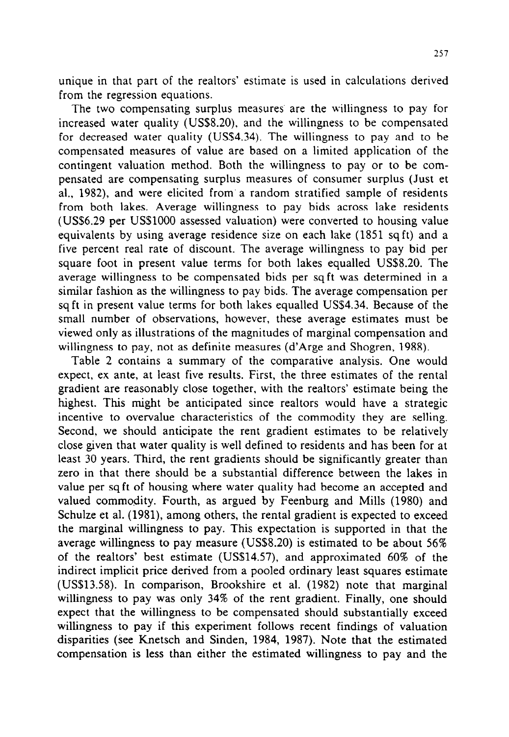unique in that part of the realtors' estimate is used in calculations derived from the regression equations.

The two compensating surplus measures are the willingness to pay for increased water quality (US$8.20), and the willingness to be compensated for decreased water quality (US$4.34). The willingness to pay and to be compensated measures of value are based on a limited application of the contingent valuation method. Both the willingness to pay or to be compensated are compensating surplus measures of consumer surplus (Just et al., 1982), and were elicited from a random stratified sample of residents from both lakes. Average willingness to pay bids across lake residents (US$6.29 per US$1000 assessed valuation) were converted to housing value equivalents by using average residence size on each lake (1851 sq ft) and a five percent real rate of discount. The average willingness to pay bid per square foot in present value terms for both lakes equalled US$8.20. The average willingness to be compensated bids per sq ft was determined in a similar fashion as the willingness to pay bids. The average compensation per sq ft in present value terms for both lakes equalled US$4.34. Because of the small number of observations, however, these average estimates must be viewed only as illustrations of the magnitudes of marginal compensation and willingness to pay, not as definite measures (d'Arge and Shogren, 1988).

Table 2 contains a summary of the comparative analysis. One would expect, ex ante, at least five results. First, the three estimates of the rental gradient are reasonably close together, with the realtors' estimate being the highest. This might be anticipated since realtors would have a strategic incentive to overvalue characteristics of the commodity they are selling. Second, we should anticipate the rent gradient estimates to be relatively close given that water quality is well defined to residents and has been for at least 30 years. Third, the rent gradients should be significantly greater than zero in that there should be a substantial difference between the lakes in value per sq ft of housing where water quality had become an accepted and valued commodity. Fourth, as argued by Feenburg and Mills (1980) and Schulze et al. (1981), among others, the rental gradient is expected to exceed the marginal willingness to pay. This expectation is supported in that the average willingness to pay measure (US$8.20) is estimated to be about 56% of the realtors' best estimate (US$14.57), and approximated 60% of the indirect implicit price derived from a pooled ordinary least squares estimate (US$13.58). In comparison, Brookshire et al. (1982) note that marginal willingness to pay was only 34% of the rent gradient. Finally, one should expect that the willingness to be compensated should substantially exceed willingness to pay if this experiment follows recent findings of valuation disparities (see Knetsch and Sinden, 1984, 1987). Note that the estimated compensation is less than either the estimated willingness to pay and the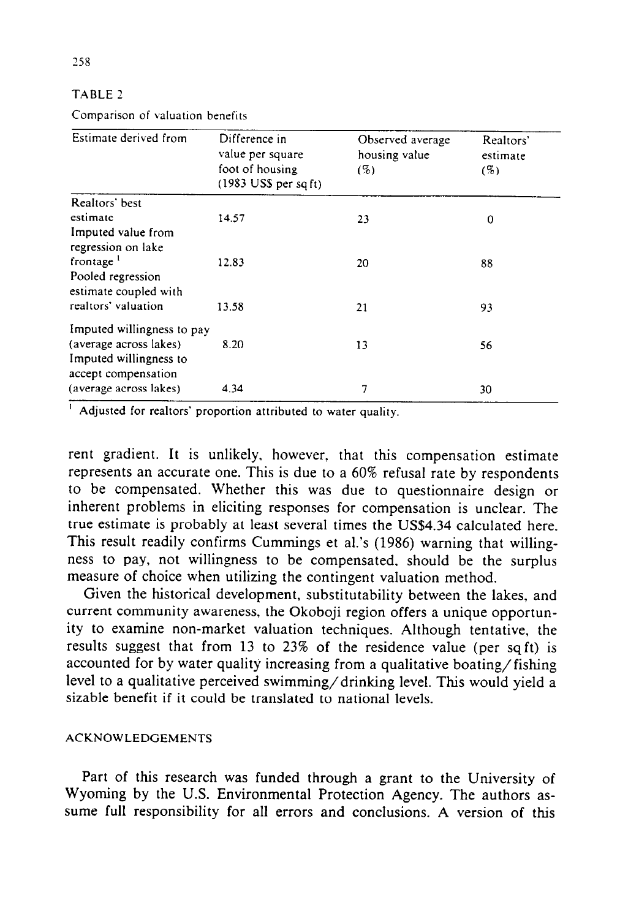TABLE 2

Comparison of valuation benefits

| Estimate derived from | Difference in value per square foot of housing (1983 US$ per sq ft) | Observed average housing value (%) | Realtors' estimate (%) |
|---|---|---|---|
| Realtors' best estimate | 14.57 | 23 | 0 |
| Imputed value from regression on lake frontage [1] | 12.83 | 20 | 88 |
| Pooled regression estimate coupled with realtors' valuation | 13.58 | 21 | 93 |
| Imputed willingness to pay (average across lakes) | 8.20 | 13 | 56 |
| Imputed willingness to accept compensation (average across lakes) | 4.34 | 7 | 30 |

[1] Adjusted for realtors' proportion attributed to water quality.

rent gradient. It is unlikely, however, that this compensation estimate represents an accurate one. This is due to a 60% refusal rate by respondents to be compensated. Whether this was due to questionnaire design or inherent problems in eliciting responses for compensation is unclear. The true estimate is probably at least several times the US$4.34 calculated here. This result readily confirms Cummings et al.'s (1986) warning that willingness to pay, not willingness to be compensated, should be the surplus measure of choice when utilizing the contingent valuation method.

Given the historical development, substitutability between the lakes, and current community awareness, the Okoboji region offers a unique opportunity to examine non-market valuation techniques. Although tentative, the results suggest that from 13 to 23% of the residence value (per sq ft) is accounted for by water quality increasing from a qualitative boating/fishing level to a qualitative perceived swimming/drinking level. This would yield a sizable benefit if it could be translated to national levels.

## ACKNOWLEDGEMENTS

Part of this research was funded through a grant to the University of Wyoming by the U.S. Environmental Protection Agency. The authors assume full responsibility for all errors and conclusions. A version of this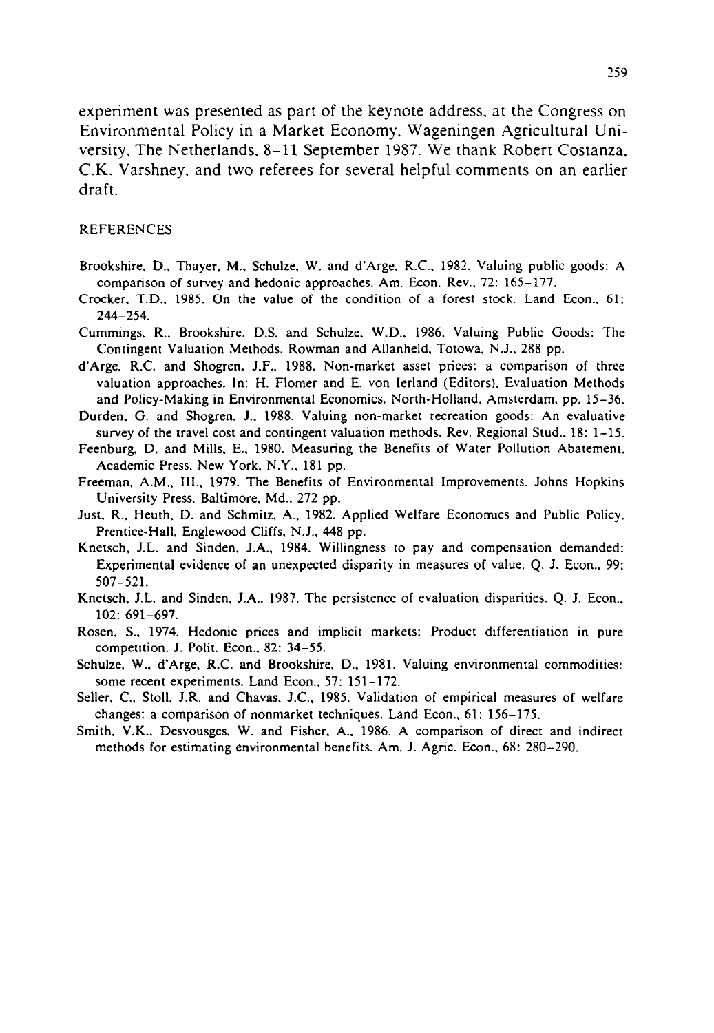experiment was presented as part of the keynote address, at the Congress on Environmental Policy in a Market Economy, Wageningen Agricultural University, The Netherlands, 8–11 September 1987. We thank Robert Costanza, C.K. Varshney, and two referees for several helpful comments on an earlier draft.

## REFERENCES

Brookshire, D., Thayer, M., Schulze, W. and d'Arge, R.C., 1982. Valuing public goods: A comparison of survey and hedonic approaches. Am. Econ. Rev., 72: 165–177.

Crocker, T.D., 1985. On the value of the condition of a forest stock. Land Econ., 61: 244–254.

Cummings, R., Brookshire, D.S. and Schulze, W.D., 1986. Valuing Public Goods: The Contingent Valuation Methods. Rowman and Allanheld, Totowa, N.J., 288 pp.

d'Arge, R.C. and Shogren, J.F., 1988. Non-market asset prices: a comparison of three valuation approaches. In: H. Flomer and E. von Ierland (Editors), Evaluation Methods and Policy-Making in Environmental Economics. North-Holland, Amsterdam, pp. 15–36.

Durden, G. and Shogren, J., 1988. Valuing non-market recreation goods: An evaluative survey of the travel cost and contingent valuation methods. Rev. Regional Stud., 18: 1–15.

Feenburg, D. and Mills, E., 1980. Measuring the Benefits of Water Pollution Abatement. Academic Press, New York, N.Y., 181 pp.

Freeman, A.M., III., 1979. The Benefits of Environmental Improvements. Johns Hopkins University Press, Baltimore, Md., 272 pp.

Just, R., Heuth, D. and Schmitz, A., 1982. Applied Welfare Economics and Public Policy. Prentice-Hall, Englewood Cliffs, N.J., 448 pp.

Knetsch, J.L. and Sinden, J.A., 1984. Willingness to pay and compensation demanded: Experimental evidence of an unexpected disparity in measures of value. Q. J. Econ., 99: 507–521.

Knetsch, J.L. and Sinden, J.A., 1987. The persistence of evaluation disparities. Q. J. Econ., 102: 691–697.

Rosen, S., 1974. Hedonic prices and implicit markets: Product differentiation in pure competition. J. Polit. Econ., 82: 34–55.

Schulze, W., d'Arge, R.C. and Brookshire, D., 1981. Valuing environmental commodities: some recent experiments. Land Econ., 57: 151–172.

Seller, C., Stoll, J.R. and Chavas, J.C., 1985. Validation of empirical measures of welfare changes: a comparison of nonmarket techniques. Land Econ., 61: 156–175.

Smith, V.K., Desvousges, W. and Fisher, A., 1986. A comparison of direct and indirect methods for estimating environmental benefits. Am. J. Agric. Econ., 68: 280–290.